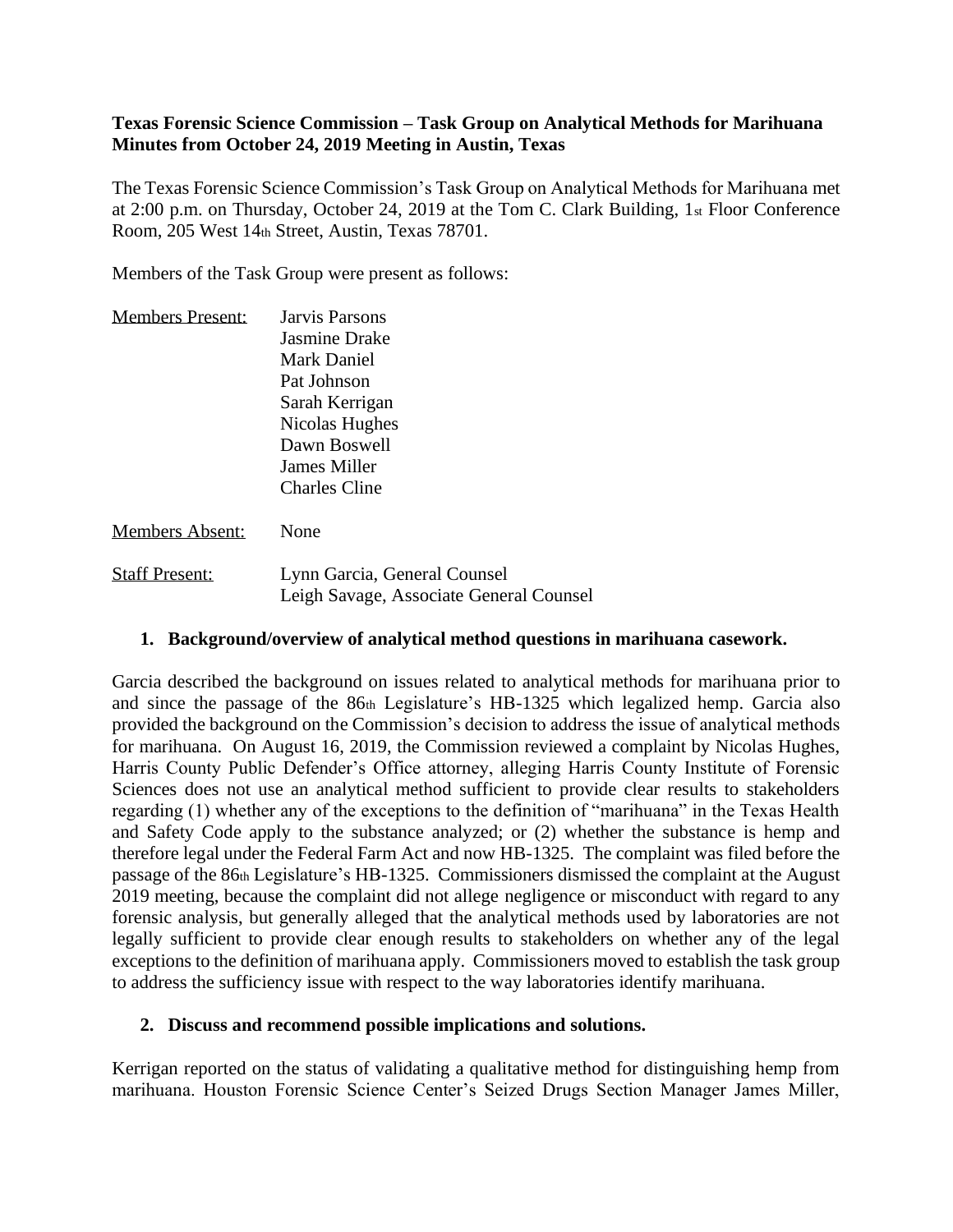**Texas Forensic Science Commission – Task Group on Analytical Methods for Marihuana Minutes from October 24, 2019 Meeting in Austin, Texas**

The Texas Forensic Science Commission's Task Group on Analytical Methods for Marihuana met at 2:00 p.m. on Thursday, October 24, 2019 at the Tom C. Clark Building, 1st Floor Conference Room, 205 West 14th Street, Austin, Texas 78701.

Members of the Task Group were present as follows:

| | |
|---|---|
| Members Present: | Jarvis Parsons<br>Jasmine Drake<br>Mark Daniel<br>Pat Johnson<br>Sarah Kerrigan<br>Nicolas Hughes<br>Dawn Boswell<br>James Miller<br>Charles Cline |
| Members Absent: | None |
| Staff Present: | Lynn Garcia, General Counsel<br>Leigh Savage, Associate General Counsel |

1. **Background/overview of analytical method questions in marihuana casework.**

Garcia described the background on issues related to analytical methods for marihuana prior to and since the passage of the 86th Legislature's HB-1325 which legalized hemp. Garcia also provided the background on the Commission's decision to address the issue of analytical methods for marihuana. On August 16, 2019, the Commission reviewed a complaint by Nicolas Hughes, Harris County Public Defender's Office attorney, alleging Harris County Institute of Forensic Sciences does not use an analytical method sufficient to provide clear results to stakeholders regarding (1) whether any of the exceptions to the definition of "marihuana" in the Texas Health and Safety Code apply to the substance analyzed; or (2) whether the substance is hemp and therefore legal under the Federal Farm Act and now HB-1325. The complaint was filed before the passage of the 86th Legislature's HB-1325. Commissioners dismissed the complaint at the August 2019 meeting, because the complaint did not allege negligence or misconduct with regard to any forensic analysis, but generally alleged that the analytical methods used by laboratories are not legally sufficient to provide clear enough results to stakeholders on whether any of the legal exceptions to the definition of marihuana apply. Commissioners moved to establish the task group to address the sufficiency issue with respect to the way laboratories identify marihuana.

2. **Discuss and recommend possible implications and solutions.**

Kerrigan reported on the status of validating a qualitative method for distinguishing hemp from marihuana. Houston Forensic Science Center's Seized Drugs Section Manager James Miller,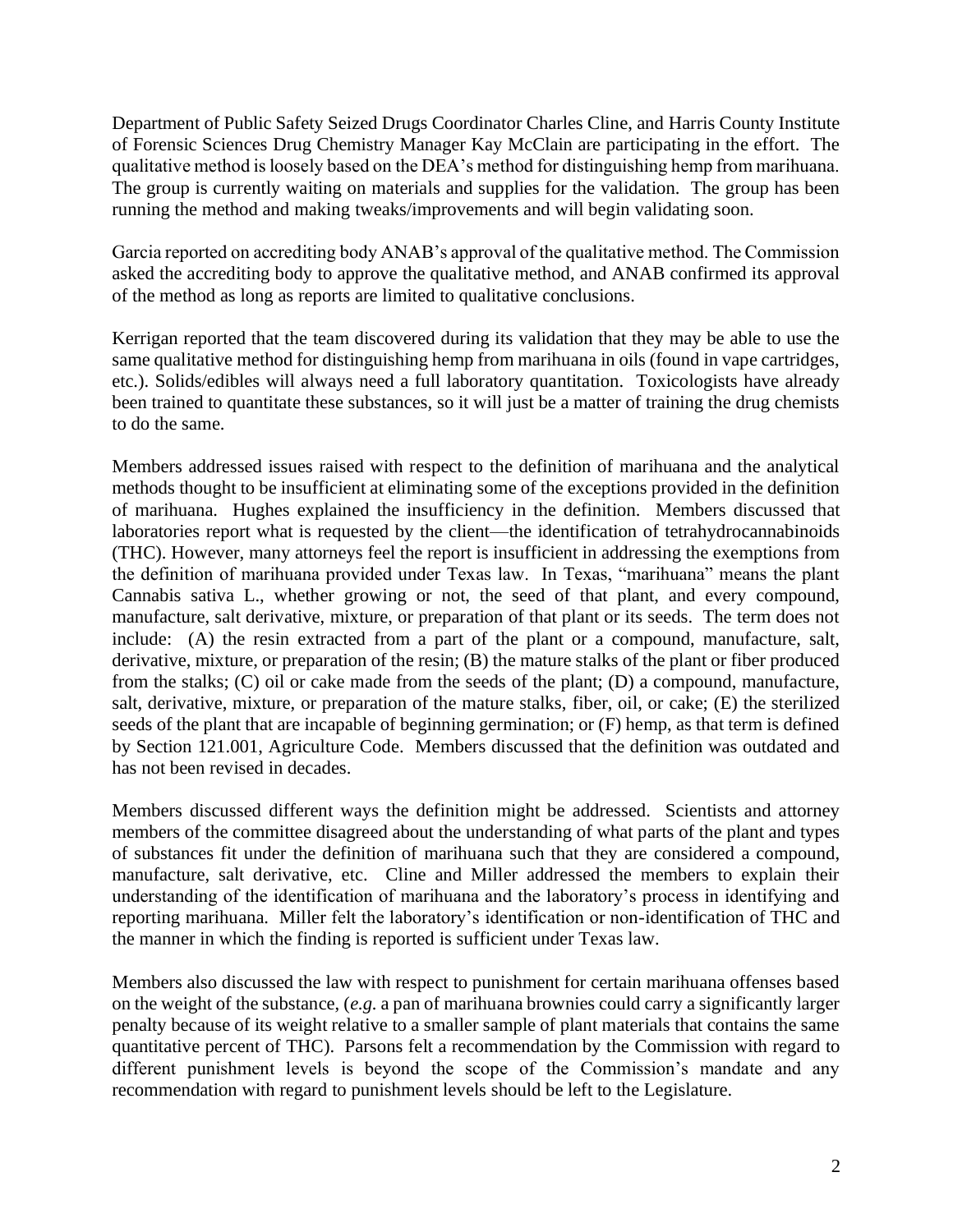Department of Public Safety Seized Drugs Coordinator Charles Cline, and Harris County Institute of Forensic Sciences Drug Chemistry Manager Kay McClain are participating in the effort. The qualitative method is loosely based on the DEA's method for distinguishing hemp from marihuana. The group is currently waiting on materials and supplies for the validation. The group has been running the method and making tweaks/improvements and will begin validating soon.

Garcia reported on accrediting body ANAB's approval of the qualitative method. The Commission asked the accrediting body to approve the qualitative method, and ANAB confirmed its approval of the method as long as reports are limited to qualitative conclusions.

Kerrigan reported that the team discovered during its validation that they may be able to use the same qualitative method for distinguishing hemp from marihuana in oils (found in vape cartridges, etc.). Solids/edibles will always need a full laboratory quantitation. Toxicologists have already been trained to quantitate these substances, so it will just be a matter of training the drug chemists to do the same.

Members addressed issues raised with respect to the definition of marihuana and the analytical methods thought to be insufficient at eliminating some of the exceptions provided in the definition of marihuana. Hughes explained the insufficiency in the definition. Members discussed that laboratories report what is requested by the client—the identification of tetrahydrocannabinoids (THC). However, many attorneys feel the report is insufficient in addressing the exemptions from the definition of marihuana provided under Texas law. In Texas, "marihuana" means the plant Cannabis sativa L., whether growing or not, the seed of that plant, and every compound, manufacture, salt derivative, mixture, or preparation of that plant or its seeds. The term does not include: (A) the resin extracted from a part of the plant or a compound, manufacture, salt, derivative, mixture, or preparation of the resin; (B) the mature stalks of the plant or fiber produced from the stalks; (C) oil or cake made from the seeds of the plant; (D) a compound, manufacture, salt, derivative, mixture, or preparation of the mature stalks, fiber, oil, or cake; (E) the sterilized seeds of the plant that are incapable of beginning germination; or (F) hemp, as that term is defined by Section 121.001, Agriculture Code. Members discussed that the definition was outdated and has not been revised in decades.

Members discussed different ways the definition might be addressed. Scientists and attorney members of the committee disagreed about the understanding of what parts of the plant and types of substances fit under the definition of marihuana such that they are considered a compound, manufacture, salt derivative, etc. Cline and Miller addressed the members to explain their understanding of the identification of marihuana and the laboratory's process in identifying and reporting marihuana. Miller felt the laboratory's identification or non-identification of THC and the manner in which the finding is reported is sufficient under Texas law.

Members also discussed the law with respect to punishment for certain marihuana offenses based on the weight of the substance, (*e.g.* a pan of marihuana brownies could carry a significantly larger penalty because of its weight relative to a smaller sample of plant materials that contains the same quantitative percent of THC). Parsons felt a recommendation by the Commission with regard to different punishment levels is beyond the scope of the Commission's mandate and any recommendation with regard to punishment levels should be left to the Legislature.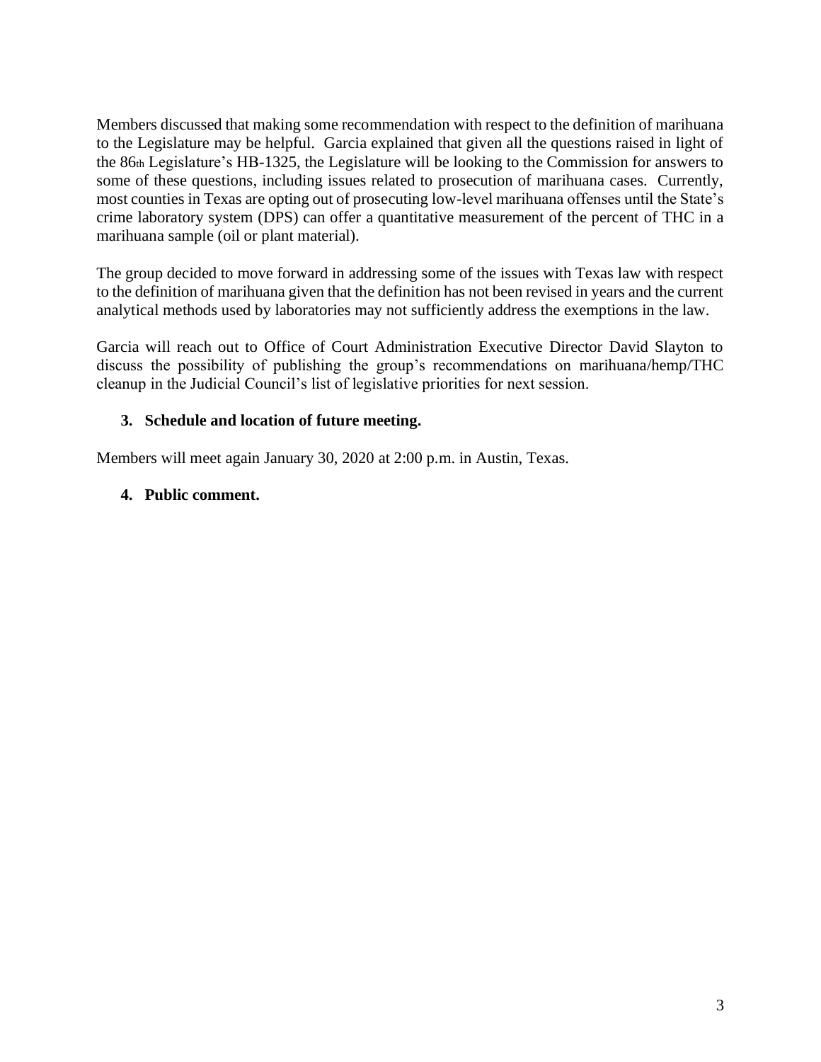Members discussed that making some recommendation with respect to the definition of marihuana to the Legislature may be helpful. Garcia explained that given all the questions raised in light of the 86th Legislature's HB-1325, the Legislature will be looking to the Commission for answers to some of these questions, including issues related to prosecution of marihuana cases. Currently, most counties in Texas are opting out of prosecuting low-level marihuana offenses until the State's crime laboratory system (DPS) can offer a quantitative measurement of the percent of THC in a marihuana sample (oil or plant material).

The group decided to move forward in addressing some of the issues with Texas law with respect to the definition of marihuana given that the definition has not been revised in years and the current analytical methods used by laboratories may not sufficiently address the exemptions in the law.

Garcia will reach out to Office of Court Administration Executive Director David Slayton to discuss the possibility of publishing the group's recommendations on marihuana/hemp/THC cleanup in the Judicial Council's list of legislative priorities for next session.

**3. Schedule and location of future meeting.**

Members will meet again January 30, 2020 at 2:00 p.m. in Austin, Texas.

**4. Public comment.**